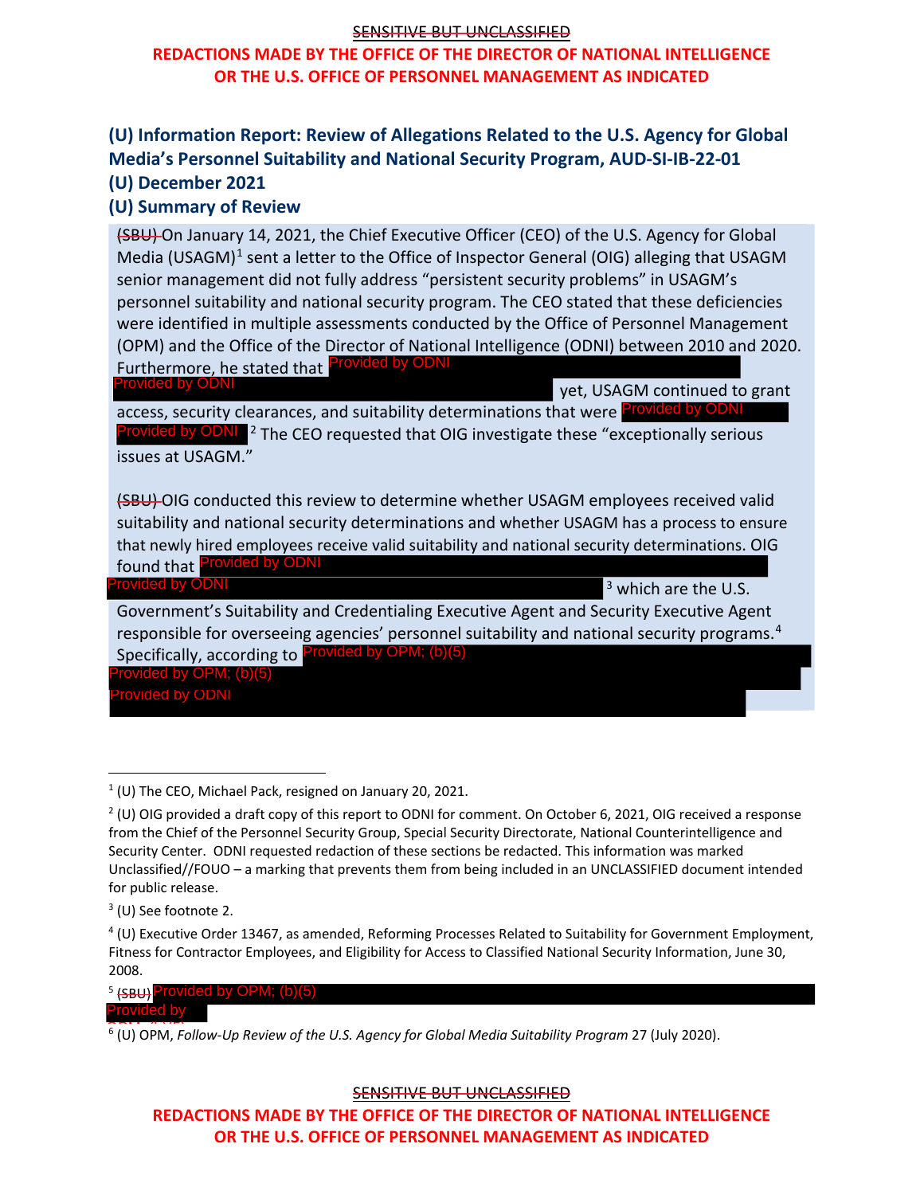SENSITIVE BUT UNCLASSIFIED

**REDACTIONS MADE BY THE OFFICE OF THE DIRECTOR OF NATIONAL INTELLIGENCE OR THE U.S. OFFICE OF PERSONNEL MANAGEMENT AS INDICATED**

## (U) Information Report: Review of Allegations Related to the U.S. Agency for Global Media's Personnel Suitability and National Security Program, AUD-SI-IB-22-01

## (U) December 2021

## (U) Summary of Review

~~(SBU)~~ On January 14, 2021, the Chief Executive Officer (CEO) of the U.S. Agency for Global Media (USAGM)[1] sent a letter to the Office of Inspector General (OIG) alleging that USAGM senior management did not fully address "persistent security problems" in USAGM's personnel suitability and national security program. The CEO stated that these deficiencies were identified in multiple assessments conducted by the Office of Personnel Management (OPM) and the Office of the Director of National Intelligence (ODNI) between 2010 and 2020. Furthermore, he stated that [Provided by ODNI] [Provided by ODNI] yet, USAGM continued to grant access, security clearances, and suitability determinations that were [Provided by ODNI] [Provided by ODNI][2] The CEO requested that OIG investigate these "exceptionally serious issues at USAGM."

~~(SBU)~~ OIG conducted this review to determine whether USAGM employees received valid suitability and national security determinations and whether USAGM has a process to ensure that newly hired employees receive valid suitability and national security determinations. OIG found that [Provided by ODNI] [Provided by ODNI][3] which are the U.S. Government's Suitability and Credentialing Executive Agent and Security Executive Agent responsible for overseeing agencies' personnel suitability and national security programs.[4] Specifically, according to [Provided by OPM; (b)(5)] [Provided by OPM; (b)(5)] [Provided by ODNI]

---

[1] (U) The CEO, Michael Pack, resigned on January 20, 2021.

[2] (U) OIG provided a draft copy of this report to ODNI for comment. On October 6, 2021, OIG received a response from the Chief of the Personnel Security Group, Special Security Directorate, National Counterintelligence and Security Center. ODNI requested redaction of these sections be redacted. This information was marked Unclassified//FOUO – a marking that prevents them from being included in an UNCLASSIFIED document intended for public release.

[3] (U) See footnote 2.

[4] (U) Executive Order 13467, as amended, Reforming Processes Related to Suitability for Government Employment, Fitness for Contractor Employees, and Eligibility for Access to Classified National Security Information, June 30, 2008.

[5] ~~(SBU)~~ [Provided by OPM; (b)(5)] [Provided by ODNI]

[6] (U) OPM, *Follow-Up Review of the U.S. Agency for Global Media Suitability Program* 27 (July 2020).

SENSITIVE BUT UNCLASSIFIED

**REDACTIONS MADE BY THE OFFICE OF THE DIRECTOR OF NATIONAL INTELLIGENCE OR THE U.S. OFFICE OF PERSONNEL MANAGEMENT AS INDICATED**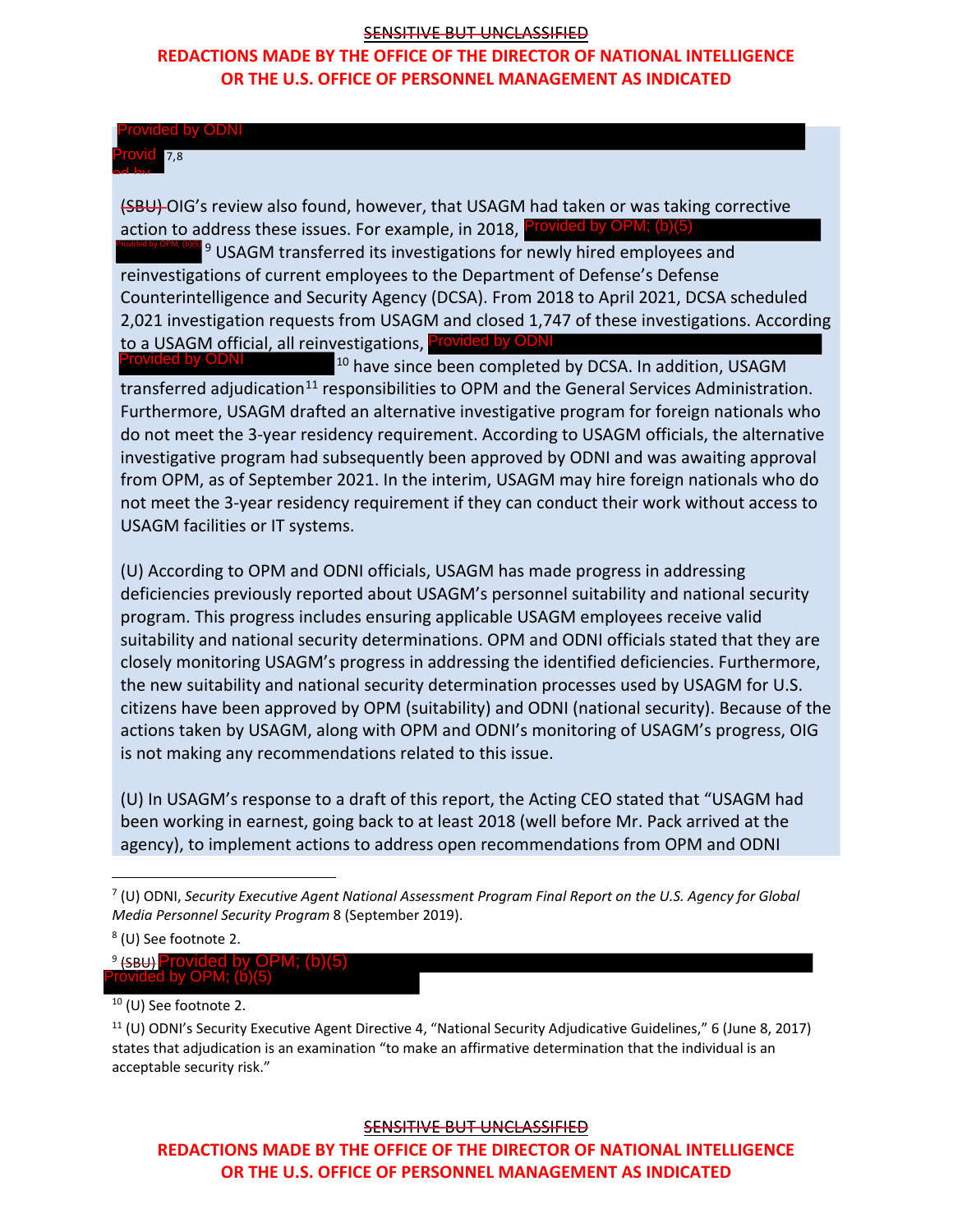SENSITIVE BUT UNCLASSIFIED

**REDACTIONS MADE BY THE OFFICE OF THE DIRECTOR OF NATIONAL INTELLIGENCE OR THE U.S. OFFICE OF PERSONNEL MANAGEMENT AS INDICATED**

Provided by ODNI

Provided by ODNI [7,8]

~~(SBU)~~ OIG's review also found, however, that USAGM had taken or was taking corrective action to address these issues. For example, in 2018, Provided by OPM; (b)(5) Provided by OPM; (b)(5) [9] USAGM transferred its investigations for newly hired employees and reinvestigations of current employees to the Department of Defense's Defense Counterintelligence and Security Agency (DCSA). From 2018 to April 2021, DCSA scheduled 2,021 investigation requests from USAGM and closed 1,747 of these investigations. According to a USAGM official, all reinvestigations, Provided by ODNI Provided by ODNI [10] have since been completed by DCSA. In addition, USAGM transferred adjudication[11] responsibilities to OPM and the General Services Administration. Furthermore, USAGM drafted an alternative investigative program for foreign nationals who do not meet the 3-year residency requirement. According to USAGM officials, the alternative investigative program had subsequently been approved by ODNI and was awaiting approval from OPM, as of September 2021. In the interim, USAGM may hire foreign nationals who do not meet the 3-year residency requirement if they can conduct their work without access to USAGM facilities or IT systems.

(U) According to OPM and ODNI officials, USAGM has made progress in addressing deficiencies previously reported about USAGM's personnel suitability and national security program. This progress includes ensuring applicable USAGM employees receive valid suitability and national security determinations. OPM and ODNI officials stated that they are closely monitoring USAGM's progress in addressing the identified deficiencies. Furthermore, the new suitability and national security determination processes used by USAGM for U.S. citizens have been approved by OPM (suitability) and ODNI (national security). Because of the actions taken by USAGM, along with OPM and ODNI's monitoring of USAGM's progress, OIG is not making any recommendations related to this issue.

(U) In USAGM's response to a draft of this report, the Acting CEO stated that "USAGM had been working in earnest, going back to at least 2018 (well before Mr. Pack arrived at the agency), to implement actions to address open recommendations from OPM and ODNI

---

[7] (U) ODNI, *Security Executive Agent National Assessment Program Final Report on the U.S. Agency for Global Media Personnel Security Program* 8 (September 2019).

[8] (U) See footnote 2.

[9] ~~(SBU)~~ Provided by OPM; (b)(5) Provided by OPM; (b)(5)

[10] (U) See footnote 2.

[11] (U) ODNI's Security Executive Agent Directive 4, "National Security Adjudicative Guidelines," 6 (June 8, 2017) states that adjudication is an examination "to make an affirmative determination that the individual is an acceptable security risk."

SENSITIVE BUT UNCLASSIFIED

**REDACTIONS MADE BY THE OFFICE OF THE DIRECTOR OF NATIONAL INTELLIGENCE OR THE U.S. OFFICE OF PERSONNEL MANAGEMENT AS INDICATED**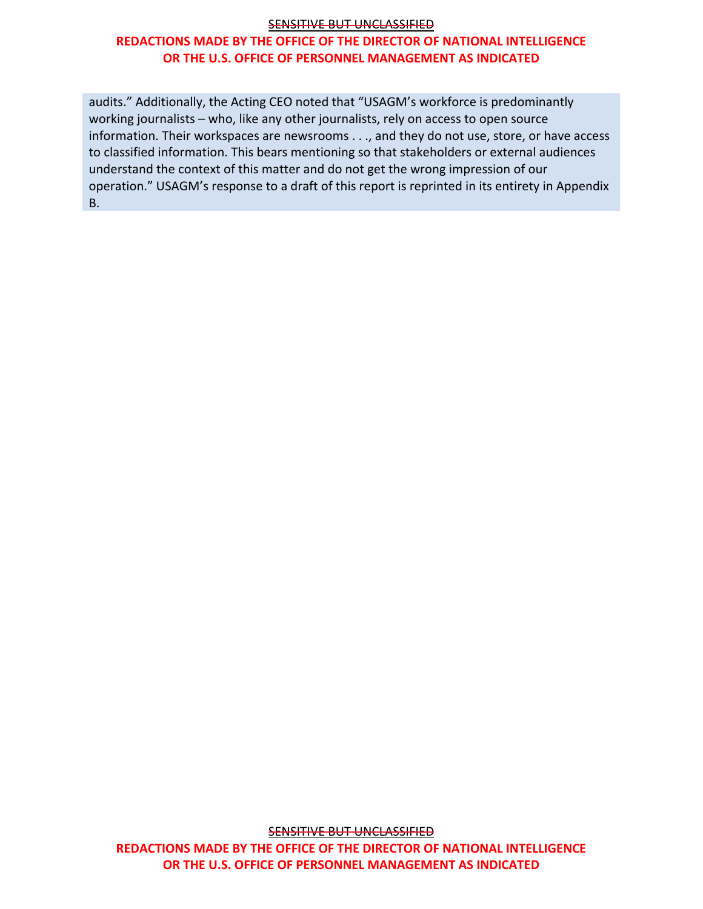audits." Additionally, the Acting CEO noted that "USAGM's workforce is predominantly working journalists – who, like any other journalists, rely on access to open source information. Their workspaces are newsrooms . . ., and they do not use, store, or have access to classified information. This bears mentioning so that stakeholders or external audiences understand the context of this matter and do not get the wrong impression of our operation." USAGM's response to a draft of this report is reprinted in its entirety in Appendix B.